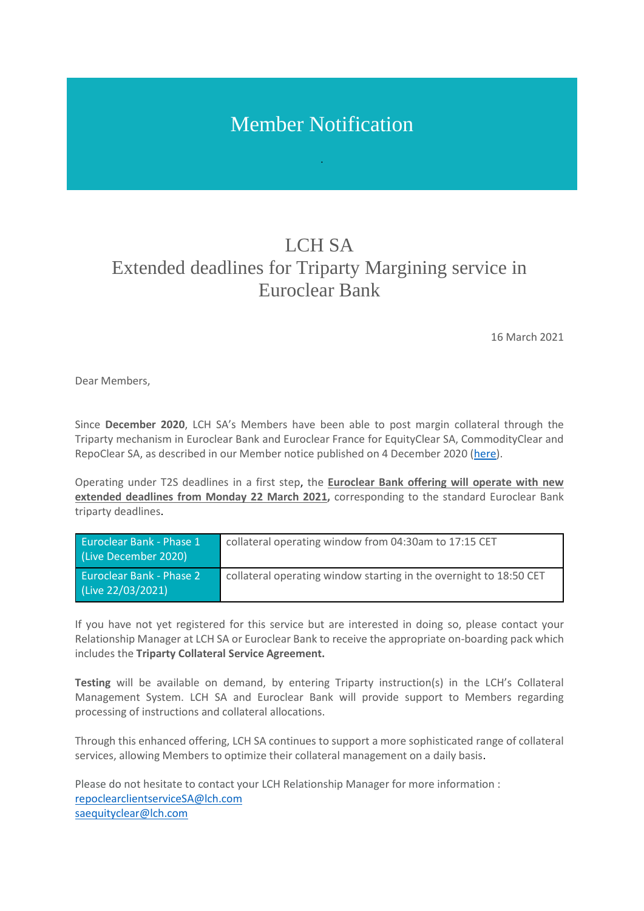# Member Notification

## LCH SA
## Extended deadlines for Triparty Margining service in Euroclear Bank

16 March 2021

Dear Members,

Since **December 2020**, LCH SA's Members have been able to post margin collateral through the Triparty mechanism in Euroclear Bank and Euroclear France for EquityClear SA, CommodityClear and RepoClear SA, as described in our Member notice published on 4 December 2020 (here).

Operating under T2S deadlines in a first step, the **Euroclear Bank offering will operate with new extended deadlines from Monday 22 March 2021**, corresponding to the standard Euroclear Bank triparty deadlines.

| | |
|---|---|
| Euroclear Bank - Phase 1 (Live December 2020) | collateral operating window from 04:30am to 17:15 CET |
| Euroclear Bank - Phase 2 (Live 22/03/2021) | collateral operating window starting in the overnight to 18:50 CET |

If you have not yet registered for this service but are interested in doing so, please contact your Relationship Manager at LCH SA or Euroclear Bank to receive the appropriate on-boarding pack which includes the **Triparty Collateral Service Agreement.**

**Testing** will be available on demand, by entering Triparty instruction(s) in the LCH's Collateral Management System. LCH SA and Euroclear Bank will provide support to Members regarding processing of instructions and collateral allocations.

Through this enhanced offering, LCH SA continues to support a more sophisticated range of collateral services, allowing Members to optimize their collateral management on a daily basis.

Please do not hesitate to contact your LCH Relationship Manager for more information :
repoclearclientserviceSA@lch.com
saequityclear@lch.com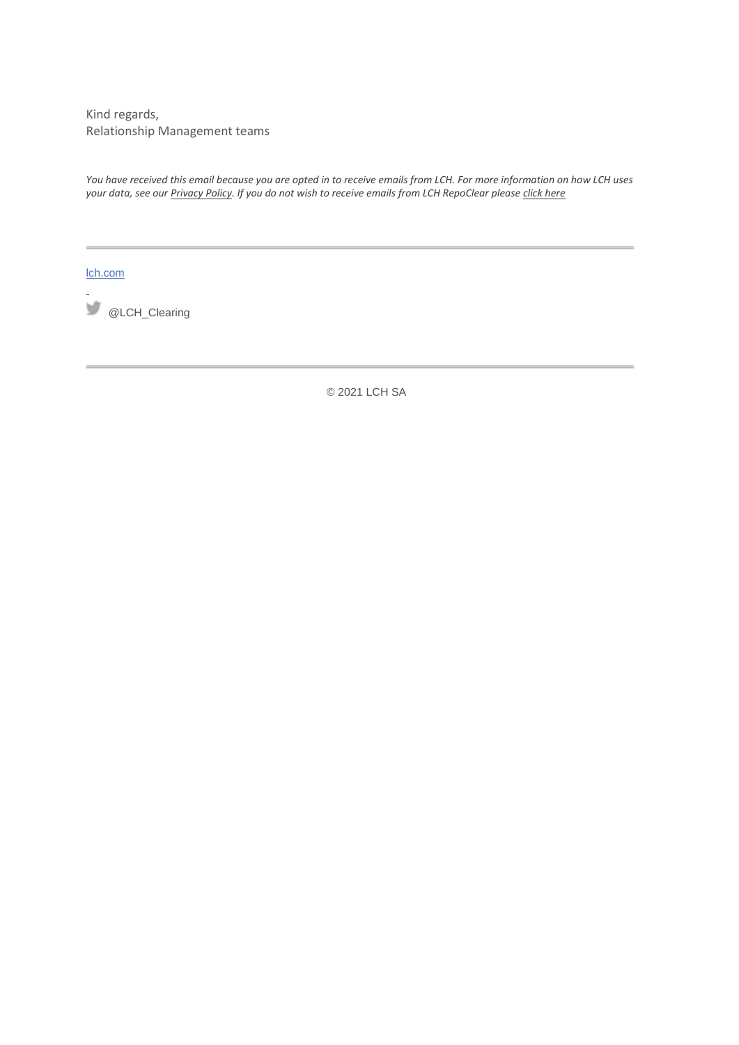Kind regards,
Relationship Management teams

*You have received this email because you are opted in to receive emails from LCH. For more information on how LCH uses your data, see our Privacy Policy. If you do not wish to receive emails from LCH RepoClear please click here*

---

lch.com

@LCH_Clearing

---

© 2021 LCH SA